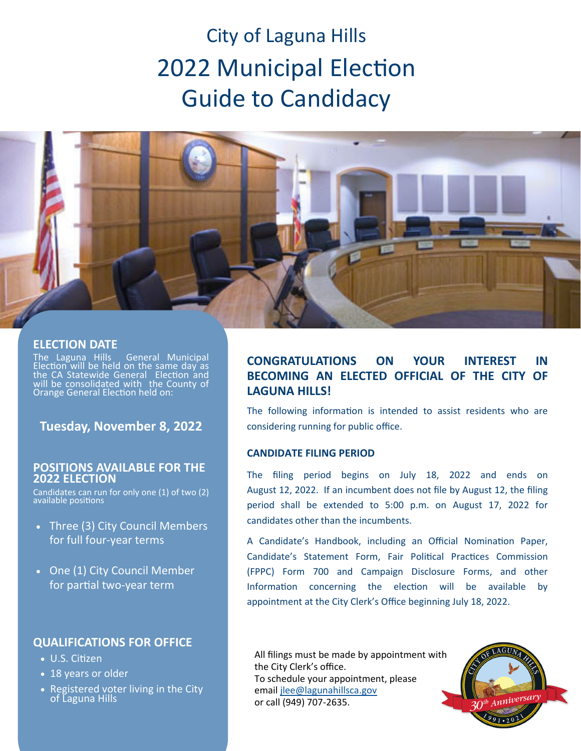# City of Laguna Hills
# 2022 Municipal Election Guide to Candidacy

## ELECTION DATE

The Laguna Hills General Municipal Election will be held on the same day as the CA Statewide General Election and will be consolidated with the County of Orange General Election held on:

**Tuesday, November 8, 2022**

## POSITIONS AVAILABLE FOR THE 2022 ELECTION

Candidates can run for only one (1) of two (2) available positions

- Three (3) City Council Members for full four-year terms
- One (1) City Council Member for partial two-year term

## QUALIFICATIONS FOR OFFICE

- U.S. Citizen
- 18 years or older
- Registered voter living in the City of Laguna Hills

## CONGRATULATIONS ON YOUR INTEREST IN BECOMING AN ELECTED OFFICIAL OF THE CITY OF LAGUNA HILLS!

The following information is intended to assist residents who are considering running for public office.

### CANDIDATE FILING PERIOD

The filing period begins on July 18, 2022 and ends on August 12, 2022. If an incumbent does not file by August 12, the filing period shall be extended to 5:00 p.m. on August 17, 2022 for candidates other than the incumbents.

A Candidate's Handbook, including an Official Nomination Paper, Candidate's Statement Form, Fair Political Practices Commission (FPPC) Form 700 and Campaign Disclosure Forms, and other Information concerning the election will be available by appointment at the City Clerk's Office beginning July 18, 2022.

All filings must be made by appointment with the City Clerk's office.
To schedule your appointment, please email jlee@lagunahillsca.gov or call (949) 707-2635.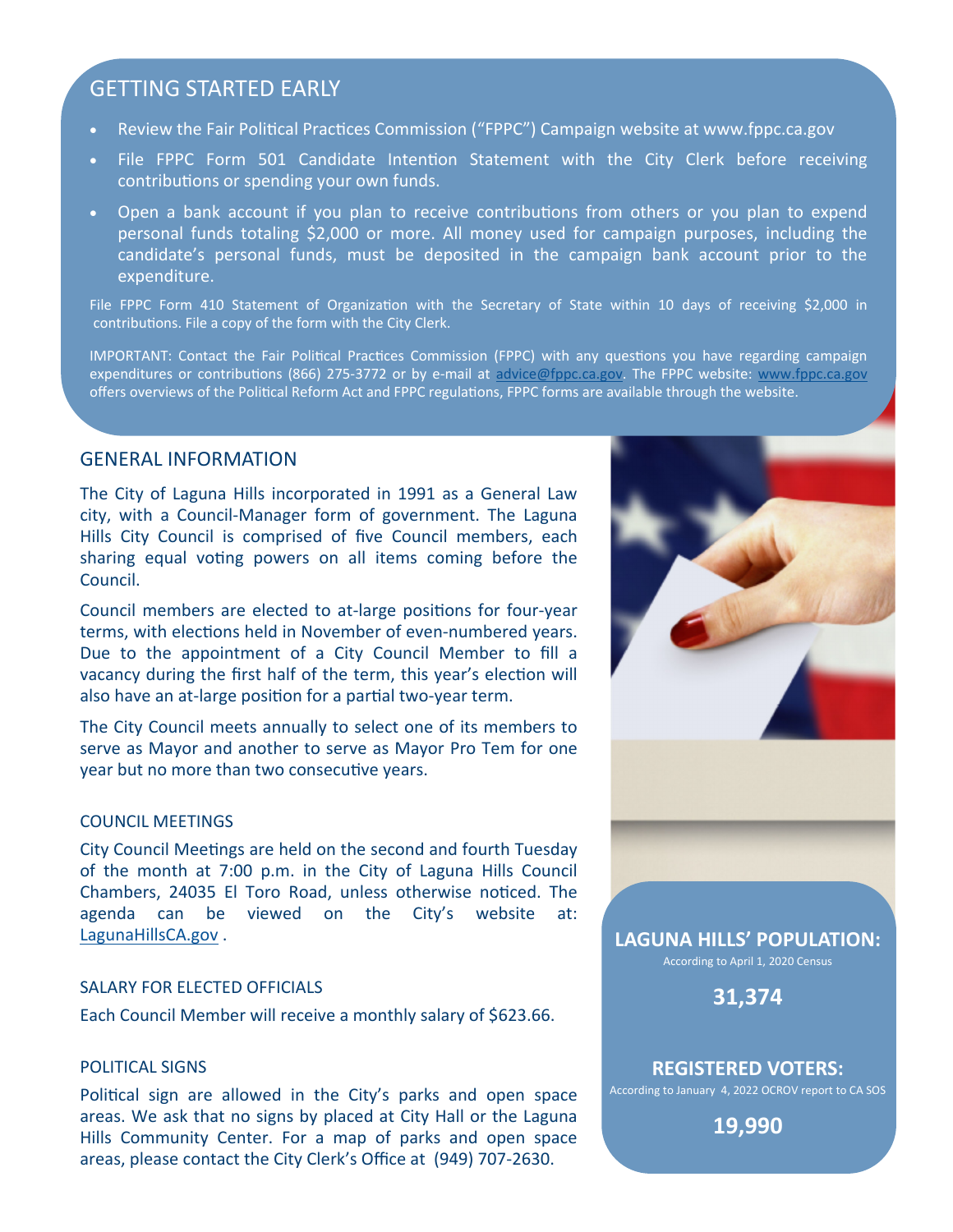## GETTING STARTED EARLY

- Review the Fair Political Practices Commission ("FPPC") Campaign website at www.fppc.ca.gov
- File FPPC Form 501 Candidate Intention Statement with the City Clerk before receiving contributions or spending your own funds.
- Open a bank account if you plan to receive contributions from others or you plan to expend personal funds totaling $2,000 or more. All money used for campaign purposes, including the candidate's personal funds, must be deposited in the campaign bank account prior to the expenditure.

File FPPC Form 410 Statement of Organization with the Secretary of State within 10 days of receiving $2,000 in contributions. File a copy of the form with the City Clerk.

IMPORTANT: Contact the Fair Political Practices Commission (FPPC) with any questions you have regarding campaign expenditures or contributions (866) 275-3772 or by e-mail at advice@fppc.ca.gov. The FPPC website: www.fppc.ca.gov offers overviews of the Political Reform Act and FPPC regulations, FPPC forms are available through the website.

## GENERAL INFORMATION

The City of Laguna Hills incorporated in 1991 as a General Law city, with a Council-Manager form of government. The Laguna Hills City Council is comprised of five Council members, each sharing equal voting powers on all items coming before the Council.

Council members are elected to at-large positions for four-year terms, with elections held in November of even-numbered years. Due to the appointment of a City Council Member to fill a vacancy during the first half of the term, this year's election will also have an at-large position for a partial two-year term.

The City Council meets annually to select one of its members to serve as Mayor and another to serve as Mayor Pro Tem for one year but no more than two consecutive years.

### COUNCIL MEETINGS

City Council Meetings are held on the second and fourth Tuesday of the month at 7:00 p.m. in the City of Laguna Hills Council Chambers, 24035 El Toro Road, unless otherwise noticed. The agenda can be viewed on the City's website at: LagunaHillsCA.gov .

### SALARY FOR ELECTED OFFICIALS

Each Council Member will receive a monthly salary of $623.66.

### POLITICAL SIGNS

Political sign are allowed in the City's parks and open space areas. We ask that no signs by placed at City Hall or the Laguna Hills Community Center. For a map of parks and open space areas, please contact the City Clerk's Office at (949) 707-2630.

**LAGUNA HILLS' POPULATION:**

According to April 1, 2020 Census

**31,374**

**REGISTERED VOTERS:**

According to January 4, 2022 OCROV report to CA SOS

**19,990**